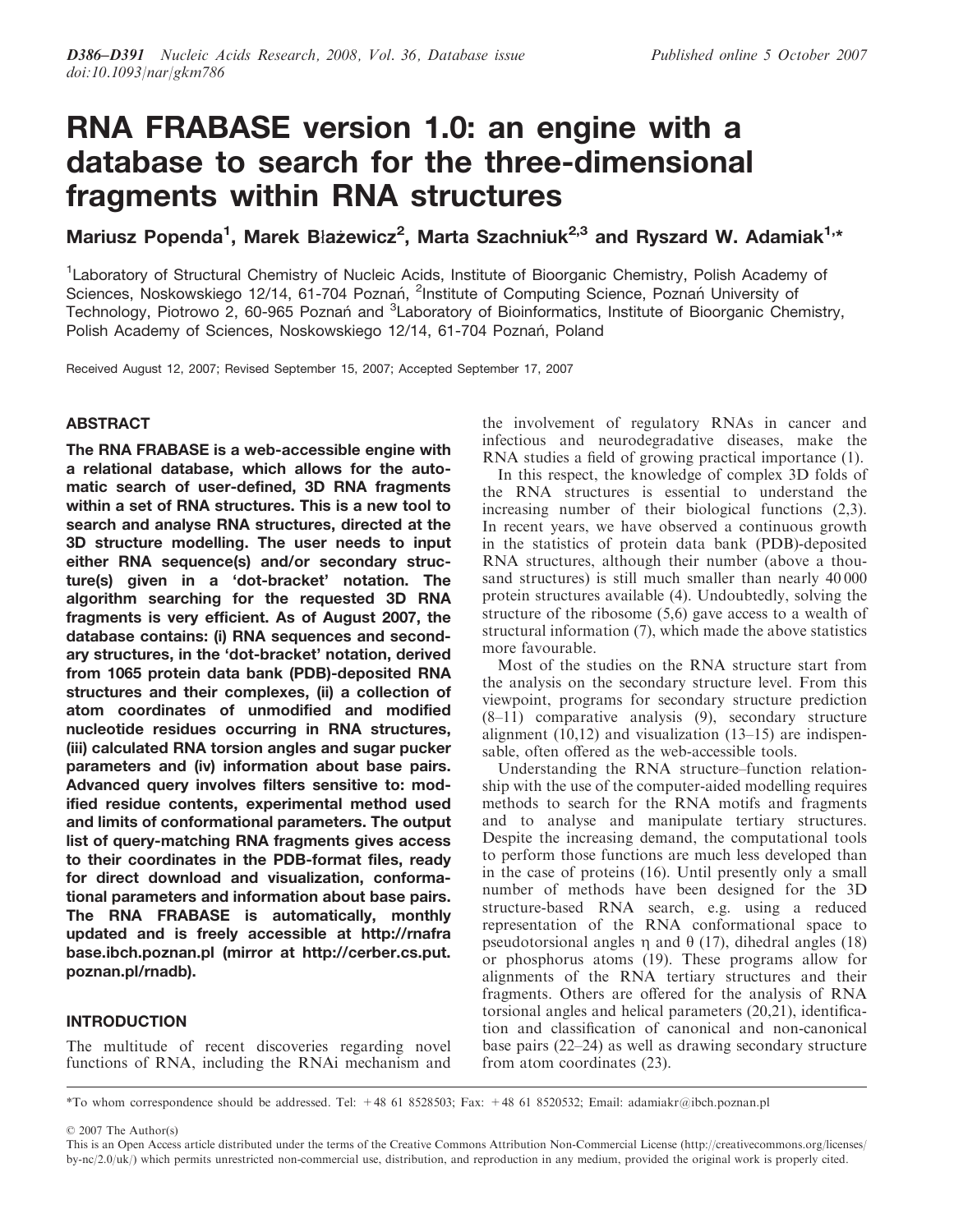# RNA FRABASE version 1.0: an engine with a database to search for the three-dimensional fragments within RNA structures

**Mariusz Popenda[1], Marek Błażewicz[2], Marta Szachniuk[2,3] and Ryszard W. Adamiak[1,*]**

[1]Laboratory of Structural Chemistry of Nucleic Acids, Institute of Bioorganic Chemistry, Polish Academy of Sciences, Noskowskiego 12/14, 61-704 Poznań, [2]Institute of Computing Science, Poznań University of Technology, Piotrowo 2, 60-965 Poznań and [3]Laboratory of Bioinformatics, Institute of Bioorganic Chemistry, Polish Academy of Sciences, Noskowskiego 12/14, 61-704 Poznań, Poland

Received August 12, 2007; Revised September 15, 2007; Accepted September 17, 2007

## ABSTRACT

**The RNA FRABASE is a web-accessible engine with a relational database, which allows for the automatic search of user-defined, 3D RNA fragments within a set of RNA structures. This is a new tool to search and analyse RNA structures, directed at the 3D structure modelling. The user needs to input either RNA sequence(s) and/or secondary structure(s) given in a 'dot-bracket' notation. The algorithm searching for the requested 3D RNA fragments is very efficient. As of August 2007, the database contains: (i) RNA sequences and secondary structures, in the 'dot-bracket' notation, derived from 1065 protein data bank (PDB)-deposited RNA structures and their complexes, (ii) a collection of atom coordinates of unmodified and modified nucleotide residues occurring in RNA structures, (iii) calculated RNA torsion angles and sugar pucker parameters and (iv) information about base pairs. Advanced query involves filters sensitive to: modified residue contents, experimental method used and limits of conformational parameters. The output list of query-matching RNA fragments gives access to their coordinates in the PDB-format files, ready for direct download and visualization, conformational parameters and information about base pairs. The RNA FRABASE is automatically, monthly updated and is freely accessible at http://rnafrabase.ibch.poznan.pl (mirror at http://cerber.cs.put.poznan.pl/rnadb).**

## INTRODUCTION

The multitude of recent discoveries regarding novel functions of RNA, including the RNAi mechanism and the involvement of regulatory RNAs in cancer and infectious and neurodegradative diseases, make the RNA studies a field of growing practical importance (1).

In this respect, the knowledge of complex 3D folds of the RNA structures is essential to understand the increasing number of their biological functions (2,3). In recent years, we have observed a continuous growth in the statistics of protein data bank (PDB)-deposited RNA structures, although their number (above a thousand structures) is still much smaller than nearly 40 000 protein structures available (4). Undoubtedly, solving the structure of the ribosome (5,6) gave access to a wealth of structural information (7), which made the above statistics more favourable.

Most of the studies on the RNA structure start from the analysis on the secondary structure level. From this viewpoint, programs for secondary structure prediction (8–11) comparative analysis (9), secondary structure alignment (10,12) and visualization (13–15) are indispensable, often offered as the web-accessible tools.

Understanding the RNA structure–function relationship with the use of the computer-aided modelling requires methods to search for the RNA motifs and fragments and to analyse and manipulate tertiary structures. Despite the increasing demand, the computational tools to perform those functions are much less developed than in the case of proteins (16). Until presently only a small number of methods have been designed for the 3D structure-based RNA search, e.g. using a reduced representation of the RNA conformational space to pseudotorsional angles $\eta$ and $\theta$ (17), dihedral angles (18) or phosphorus atoms (19). These programs allow for alignments of the RNA tertiary structures and their fragments. Others are offered for the analysis of RNA torsional angles and helical parameters (20,21), identification and classification of canonical and non-canonical base pairs (22–24) as well as drawing secondary structure from atom coordinates (23).

*To whom correspondence should be addressed. Tel: +48 61 8528503; Fax: +48 61 8520532; Email: adamiakr@ibch.poznan.pl

© 2007 The Author(s)

This is an Open Access article distributed under the terms of the Creative Commons Attribution Non-Commercial License (http://creativecommons.org/licenses/by-nc/2.0/uk/) which permits unrestricted non-commercial use, distribution, and reproduction in any medium, provided the original work is properly cited.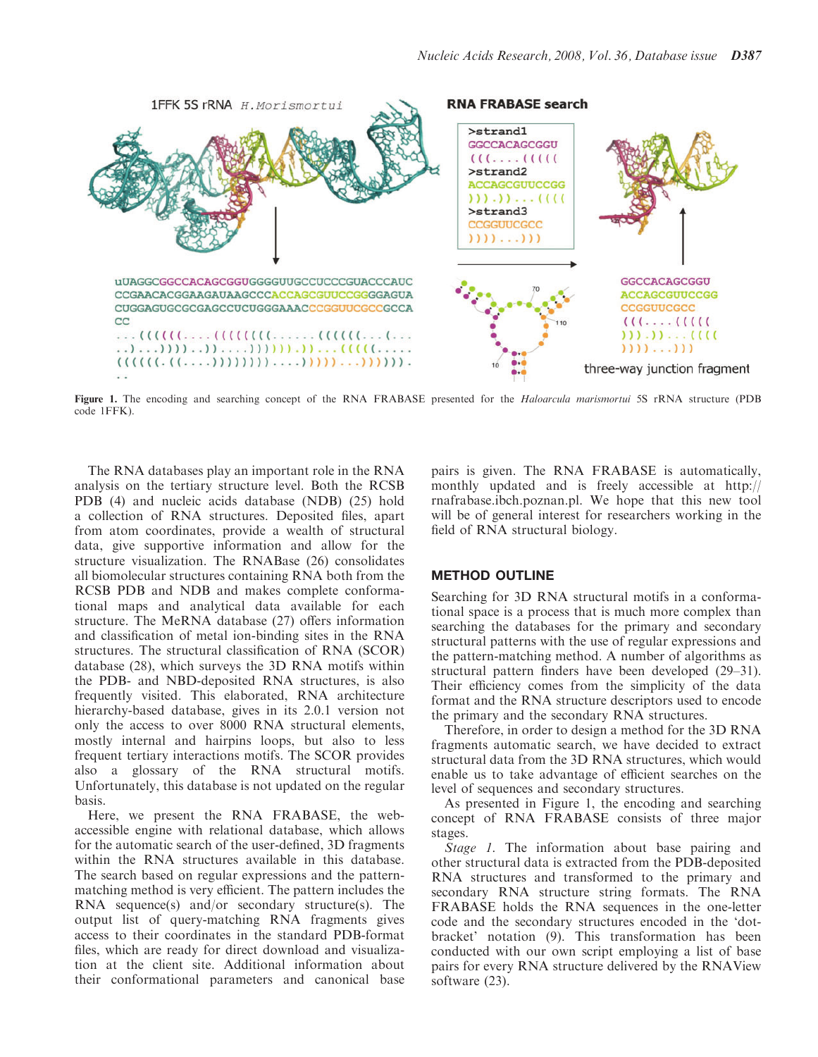**Figure 1.** The encoding and searching concept of the RNA FRABASE presented for the *Haloarcula marismortui* 5S rRNA structure (PDB code 1FFK).

The RNA databases play an important role in the RNA analysis on the tertiary structure level. Both the RCSB PDB (4) and nucleic acids database (NDB) (25) hold a collection of RNA structures. Deposited files, apart from atom coordinates, provide a wealth of structural data, give supportive information and allow for the structure visualization. The RNABase (26) consolidates all biomolecular structures containing RNA both from the RCSB PDB and NDB and makes complete conformational maps and analytical data available for each structure. The MeRNA database (27) offers information and classification of metal ion-binding sites in the RNA structures. The structural classification of RNA (SCOR) database (28), which surveys the 3D RNA motifs within the PDB- and NBD-deposited RNA structures, is also frequently visited. This elaborated, RNA architecture hierarchy-based database, gives in its 2.0.1 version not only the access to over 8000 RNA structural elements, mostly internal and hairpins loops, but also to less frequent tertiary interactions motifs. The SCOR provides also a glossary of the RNA structural motifs. Unfortunately, this database is not updated on the regular basis.

Here, we present the RNA FRABASE, the web-accessible engine with relational database, which allows for the automatic search of the user-defined, 3D fragments within the RNA structures available in this database. The search based on regular expressions and the pattern-matching method is very efficient. The pattern includes the RNA sequence(s) and/or secondary structure(s). The output list of query-matching RNA fragments gives access to their coordinates in the standard PDB-format files, which are ready for direct download and visualization at the client site. Additional information about their conformational parameters and canonical base pairs is given. The RNA FRABASE is automatically, monthly updated and is freely accessible at http://rnafrabase.ibch.poznan.pl. We hope that this new tool will be of general interest for researchers working in the field of RNA structural biology.

## METHOD OUTLINE

Searching for 3D RNA structural motifs in a conformational space is a process that is much more complex than searching the databases for the primary and secondary structural patterns with the use of regular expressions and the pattern-matching method. A number of algorithms as structural pattern finders have been developed (29–31). Their efficiency comes from the simplicity of the data format and the RNA structure descriptors used to encode the primary and the secondary RNA structures.

Therefore, in order to design a method for the 3D RNA fragments automatic search, we have decided to extract structural data from the 3D RNA structures, which would enable us to take advantage of efficient searches on the level of sequences and secondary structures.

As presented in Figure 1, the encoding and searching concept of RNA FRABASE consists of three major stages.

*Stage 1.* The information about base pairing and other structural data is extracted from the PDB-deposited RNA structures and transformed to the primary and secondary RNA structure string formats. The RNA FRABASE holds the RNA sequences in the one-letter code and the secondary structures encoded in the 'dot-bracket' notation (9). This transformation has been conducted with our own script employing a list of base pairs for every RNA structure delivered by the RNAView software (23).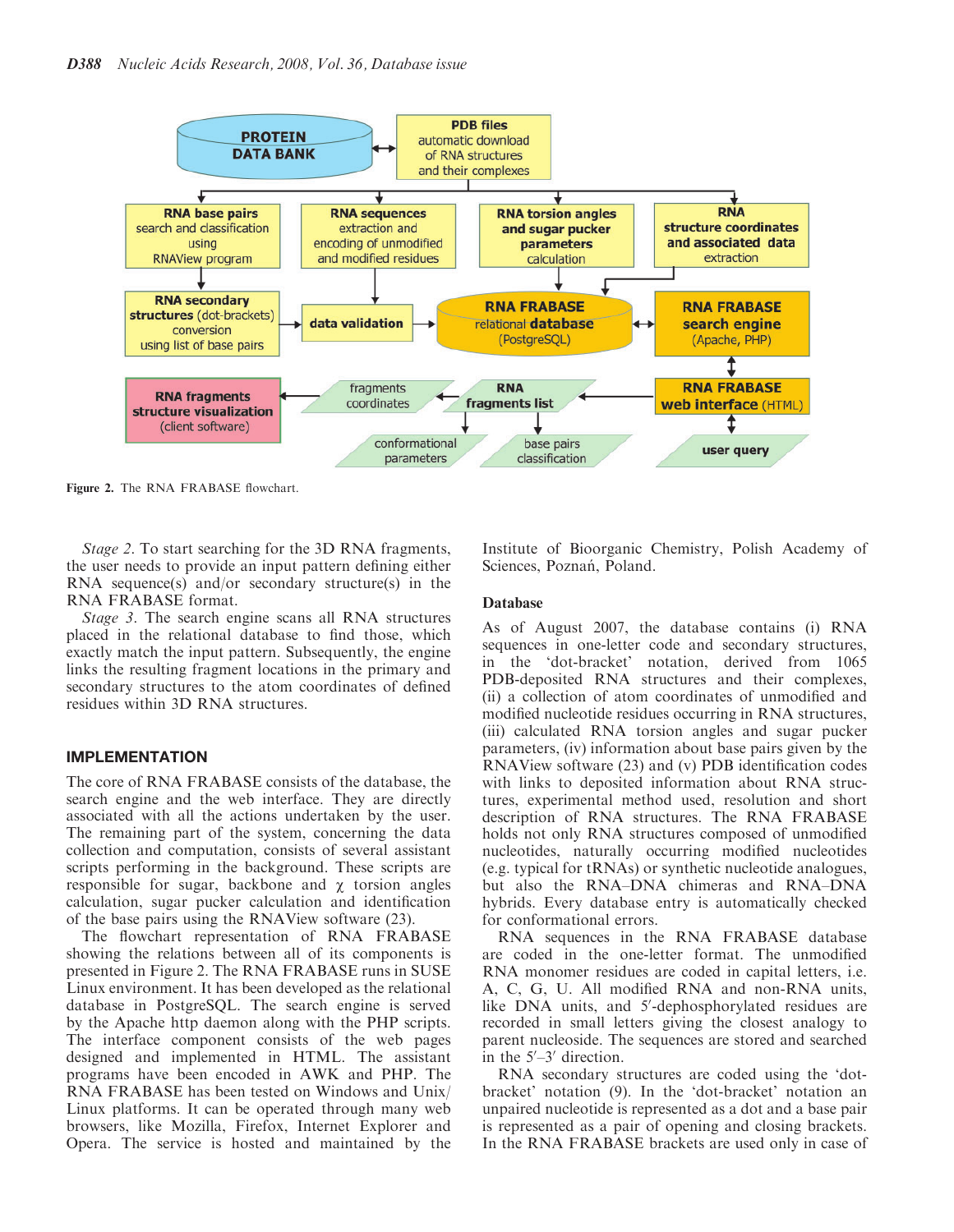Figure 2. The RNA FRABASE flowchart.

*Stage 2*. To start searching for the 3D RNA fragments, the user needs to provide an input pattern defining either RNA sequence(s) and/or secondary structure(s) in the RNA FRABASE format.

*Stage 3*. The search engine scans all RNA structures placed in the relational database to find those, which exactly match the input pattern. Subsequently, the engine links the resulting fragment locations in the primary and secondary structures to the atom coordinates of defined residues within 3D RNA structures.

## IMPLEMENTATION

The core of RNA FRABASE consists of the database, the search engine and the web interface. They are directly associated with all the actions undertaken by the user. The remaining part of the system, concerning the data collection and computation, consists of several assistant scripts performing in the background. These scripts are responsible for sugar, backbone and $\chi$ torsion angles calculation, sugar pucker calculation and identification of the base pairs using the RNAView software (23).

The flowchart representation of RNA FRABASE showing the relations between all of its components is presented in Figure 2. The RNA FRABASE runs in SUSE Linux environment. It has been developed as the relational database in PostgreSQL. The search engine is served by the Apache http daemon along with the PHP scripts. The interface component consists of the web pages designed and implemented in HTML. The assistant programs have been encoded in AWK and PHP. The RNA FRABASE has been tested on Windows and Unix/Linux platforms. It can be operated through many web browsers, like Mozilla, Firefox, Internet Explorer and Opera. The service is hosted and maintained by the Institute of Bioorganic Chemistry, Polish Academy of Sciences, Poznań, Poland.

### Database

As of August 2007, the database contains (i) RNA sequences in one-letter code and secondary structures, in the 'dot-bracket' notation, derived from 1065 PDB-deposited RNA structures and their complexes, (ii) a collection of atom coordinates of unmodified and modified nucleotide residues occurring in RNA structures, (iii) calculated RNA torsion angles and sugar pucker parameters, (iv) information about base pairs given by the RNAView software (23) and (v) PDB identification codes with links to deposited information about RNA structures, experimental method used, resolution and short description of RNA structures. The RNA FRABASE holds not only RNA structures composed of unmodified nucleotides, naturally occurring modified nucleotides (e.g. typical for tRNAs) or synthetic nucleotide analogues, but also the RNA–DNA chimeras and RNA–DNA hybrids. Every database entry is automatically checked for conformational errors.

RNA sequences in the RNA FRABASE database are coded in the one-letter format. The unmodified RNA monomer residues are coded in capital letters, i.e. A, C, G, U. All modified RNA and non-RNA units, like DNA units, and 5′-dephosphorylated residues are recorded in small letters giving the closest analogy to parent nucleoside. The sequences are stored and searched in the 5′–3′ direction.

RNA secondary structures are coded using the 'dot-bracket' notation (9). In the 'dot-bracket' notation an unpaired nucleotide is represented as a dot and a base pair is represented as a pair of opening and closing brackets. In the RNA FRABASE brackets are used only in case of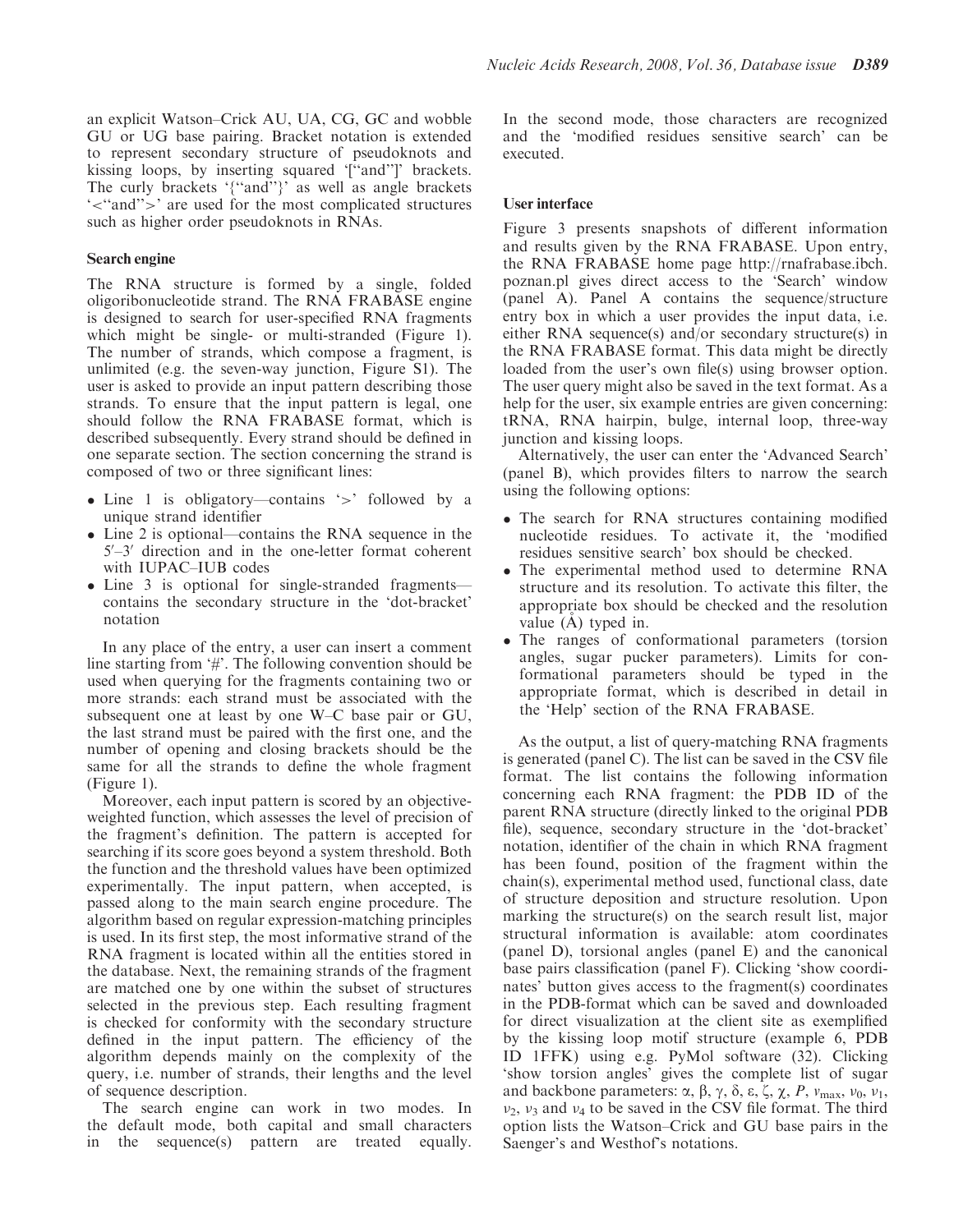an explicit Watson–Crick AU, UA, CG, GC and wobble GU or UG base pairing. Bracket notation is extended to represent secondary structure of pseudoknots and kissing loops, by inserting squared '["and"]' brackets. The curly brackets '{"and"}' as well as angle brackets '<"and">' are used for the most complicated structures such as higher order pseudoknots in RNAs.

### Search engine

The RNA structure is formed by a single, folded oligoribonucleotide strand. The RNA FRABASE engine is designed to search for user-specified RNA fragments which might be single- or multi-stranded (Figure 1). The number of strands, which compose a fragment, is unlimited (e.g. the seven-way junction, Figure S1). The user is asked to provide an input pattern describing those strands. To ensure that the input pattern is legal, one should follow the RNA FRABASE format, which is described subsequently. Every strand should be defined in one separate section. The section concerning the strand is composed of two or three significant lines:

- Line 1 is obligatory—contains '>' followed by a unique strand identifier
- Line 2 is optional—contains the RNA sequence in the 5′–3′ direction and in the one-letter format coherent with IUPAC–IUB codes
- Line 3 is optional for single-stranded fragments—contains the secondary structure in the 'dot-bracket' notation

In any place of the entry, a user can insert a comment line starting from '#'. The following convention should be used when querying for the fragments containing two or more strands: each strand must be associated with the subsequent one at least by one W–C base pair or GU, the last strand must be paired with the first one, and the number of opening and closing brackets should be the same for all the strands to define the whole fragment (Figure 1).

Moreover, each input pattern is scored by an objective-weighted function, which assesses the level of precision of the fragment's definition. The pattern is accepted for searching if its score goes beyond a system threshold. Both the function and the threshold values have been optimized experimentally. The input pattern, when accepted, is passed along to the main search engine procedure. The algorithm based on regular expression-matching principles is used. In its first step, the most informative strand of the RNA fragment is located within all the entities stored in the database. Next, the remaining strands of the fragment are matched one by one within the subset of structures selected in the previous step. Each resulting fragment is checked for conformity with the secondary structure defined in the input pattern. The efficiency of the algorithm depends mainly on the complexity of the query, i.e. number of strands, their lengths and the level of sequence description.

The search engine can work in two modes. In the default mode, both capital and small characters in the sequence(s) pattern are treated equally. In the second mode, those characters are recognized and the 'modified residues sensitive search' can be executed.

### User interface

Figure 3 presents snapshots of different information and results given by the RNA FRABASE. Upon entry, the RNA FRABASE home page http://rnafrabase.ibch.poznan.pl gives direct access to the 'Search' window (panel A). Panel A contains the sequence/structure entry box in which a user provides the input data, i.e. either RNA sequence(s) and/or secondary structure(s) in the RNA FRABASE format. This data might be directly loaded from the user's own file(s) using browser option. The user query might also be saved in the text format. As a help for the user, six example entries are given concerning: tRNA, RNA hairpin, bulge, internal loop, three-way junction and kissing loops.

Alternatively, the user can enter the 'Advanced Search' (panel B), which provides filters to narrow the search using the following options:

- The search for RNA structures containing modified nucleotide residues. To activate it, the 'modified residues sensitive search' box should be checked.
- The experimental method used to determine RNA structure and its resolution. To activate this filter, the appropriate box should be checked and the resolution value (Å) typed in.
- The ranges of conformational parameters (torsion angles, sugar pucker parameters). Limits for conformational parameters should be typed in the appropriate format, which is described in detail in the 'Help' section of the RNA FRABASE.

As the output, a list of query-matching RNA fragments is generated (panel C). The list can be saved in the CSV file format. The list contains the following information concerning each RNA fragment: the PDB ID of the parent RNA structure (directly linked to the original PDB file), sequence, secondary structure in the 'dot-bracket' notation, identifier of the chain in which RNA fragment has been found, position of the fragment within the chain(s), experimental method used, functional class, date of structure deposition and structure resolution. Upon marking the structure(s) on the search result list, major structural information is available: atom coordinates (panel D), torsional angles (panel E) and the canonical base pairs classification (panel F). Clicking 'show coordinates' button gives access to the fragment(s) coordinates in the PDB-format which can be saved and downloaded for direct visualization at the client site as exemplified by the kissing loop motif structure (example 6, PDB ID 1FFK) using e.g. PyMol software (32). Clicking 'show torsion angles' gives the complete list of sugar and backbone parameters: $\alpha$, $\beta$, $\gamma$, $\delta$, $\varepsilon$, $\zeta$, $\chi$, $P$, $\nu_{max}$, $\nu_0$, $\nu_1$, $\nu_2$, $\nu_3$ and $\nu_4$ to be saved in the CSV file format. The third option lists the Watson–Crick and GU base pairs in the Saenger's and Westhof's notations.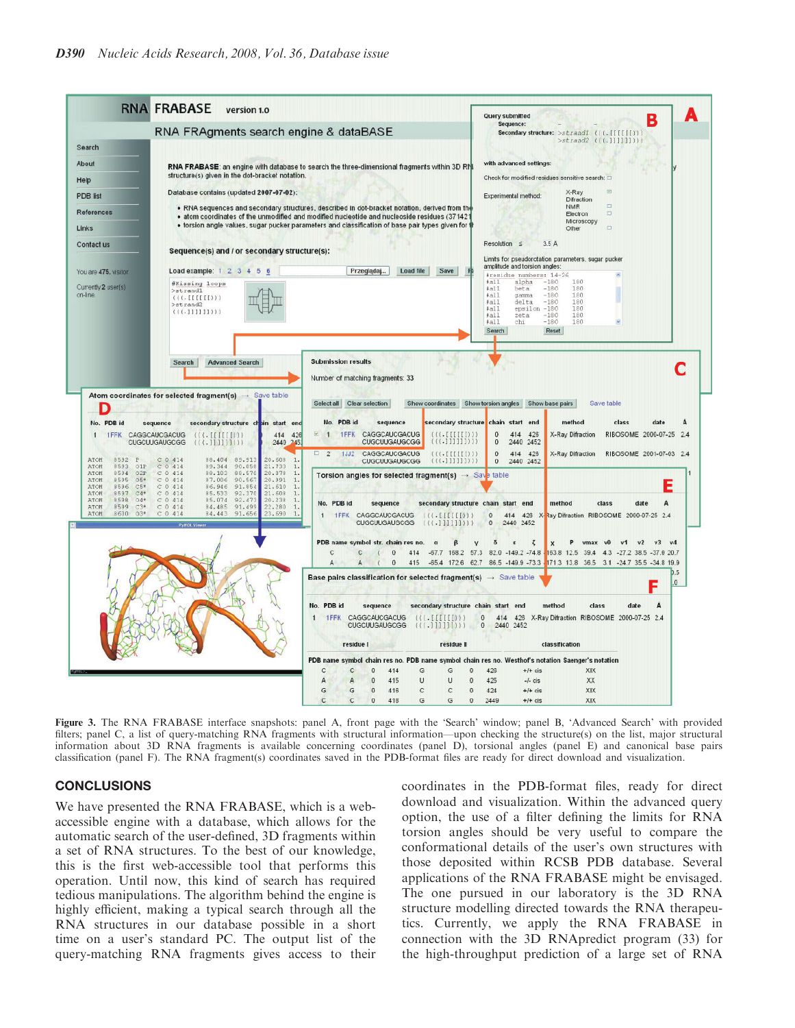Figure 3. The RNA FRABASE interface snapshots: panel A, front page with the 'Search' window; panel B, 'Advanced Search' with provided filters; panel C, a list of query-matching RNA fragments with structural information—upon checking the structure(s) on the list, major structural information about 3D RNA fragments is available concerning coordinates (panel D), torsional angles (panel E) and canonical base pairs classification (panel F). The RNA fragment(s) coordinates saved in the PDB-format files are ready for direct download and visualization.

## CONCLUSIONS

We have presented the RNA FRABASE, which is a web-accessible engine with a database, which allows for the automatic search of the user-defined, 3D fragments within a set of RNA structures. To the best of our knowledge, this is the first web-accessible tool that performs this operation. Until now, this kind of search has required tedious manipulations. The algorithm behind the engine is highly efficient, making a typical search through all the RNA structures in our database possible in a short time on a user's standard PC. The output list of the query-matching RNA fragments gives access to their coordinates in the PDB-format files, ready for direct download and visualization. Within the advanced query option, the use of a filter defining the limits for RNA torsion angles should be very useful to compare the conformational details of the user's own structures with those deposited within RCSB PDB database. Several applications of the RNA FRABASE might be envisaged. The one pursued in our laboratory is the 3D RNA structure modelling directed towards the RNA therapeutics. Currently, we apply the RNA FRABASE in connection with the 3D RNApredict program (33) for the high-throughput prediction of a large set of RNA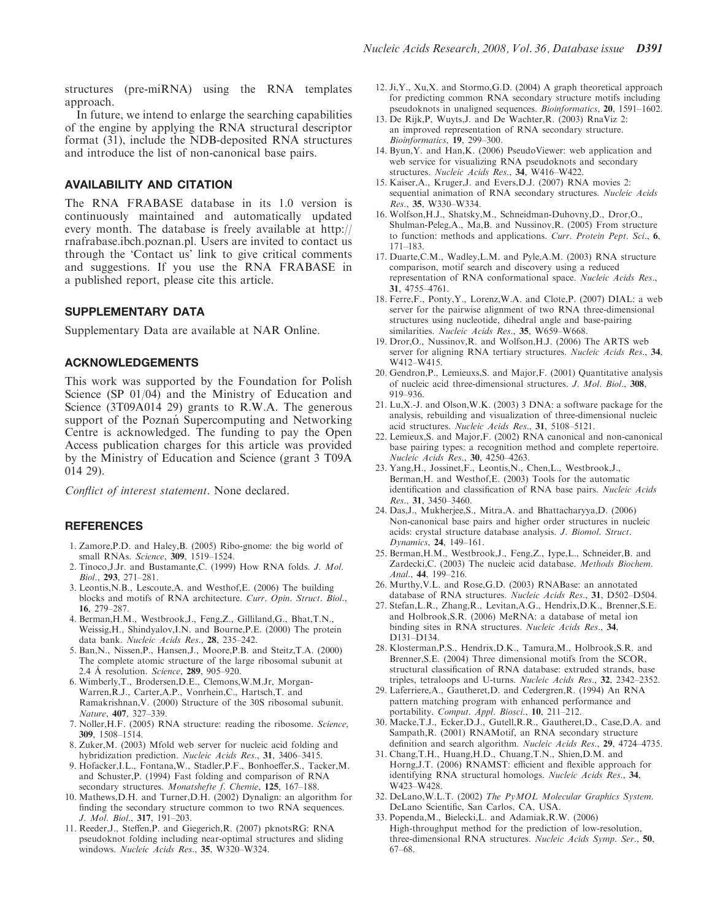structures (pre-miRNA) using the RNA templates approach.

In future, we intend to enlarge the searching capabilities of the engine by applying the RNA structural descriptor format (31), include the NDB-deposited RNA structures and introduce the list of non-canonical base pairs.

## AVAILABILITY AND CITATION

The RNA FRABASE database in its 1.0 version is continuously maintained and automatically updated every month. The database is freely available at http://rnafrabase.ibch.poznan.pl. Users are invited to contact us through the 'Contact us' link to give critical comments and suggestions. If you use the RNA FRABASE in a published report, please cite this article.

## SUPPLEMENTARY DATA

Supplementary Data are available at NAR Online.

## ACKNOWLEDGEMENTS

This work was supported by the Foundation for Polish Science (SP 01/04) and the Ministry of Education and Science (3T09A014 29) grants to R.W.A. The generous support of the Poznań Supercomputing and Networking Centre is acknowledged. The funding to pay the Open Access publication charges for this article was provided by the Ministry of Education and Science (grant 3 T09A 014 29).

*Conflict of interest statement*. None declared.

## REFERENCES

1. Zamore,P.D. and Haley,B. (2005) Ribo-gnome: the big world of small RNAs. *Science*, **309**, 1519–1524.
2. Tinoco,J.Jr. and Bustamante,C. (1999) How RNA folds. *J. Mol. Biol.*, **293**, 271–281.
3. Leontis,N.B., Lescoute,A. and Westhof,E. (2006) The building blocks and motifs of RNA architecture. *Curr. Opin. Struct. Biol.*, **16**, 279–287.
4. Berman,H.M., Westbrook,J., Feng,Z., Gilliland,G., Bhat,T.N., Weissig,H., Shindyalov,I.N. and Bourne,P.E. (2000) The protein data bank. *Nucleic Acids Res.*, **28**, 235–242.
5. Ban,N., Nissen,P., Hansen,J., Moore,P.B. and Steitz,T.A. (2000) The complete atomic structure of the large ribosomal subunit at 2.4 Å resolution. *Science*, **289**, 905–920.
6. Wimberly,T., Brodersen,D.E., Clemons,W.M.Jr, Morgan-Warren,R.J., Carter,A.P., Vonrhein,C., Hartsch,T. and Ramakrishnan,V. (2000) Structure of the 30S ribosomal subunit. *Nature*, **407**, 327–339.
7. Noller,H.F. (2005) RNA structure: reading the ribosome. *Science*, **309**, 1508–1514.
8. Zuker,M. (2003) Mfold web server for nucleic acid folding and hybridization prediction. *Nucleic Acids Res.*, **31**, 3406–3415.
9. Hofacker,I.L., Fontana,W., Stadler,P.F., Bonhoeffer,S., Tacker,M. and Schuster,P. (1994) Fast folding and comparison of RNA secondary structures. *Monatshefte f. Chemie*, **125**, 167–188.
10. Mathews,D.H. and Turner,D.H. (2002) Dynalign: an algorithm for finding the secondary structure common to two RNA sequences. *J. Mol. Biol.*, **317**, 191–203.
11. Reeder,J., Steffen,P. and Giegerich,R. (2007) pknotsRG: RNA pseudoknot folding including near-optimal structures and sliding windows. *Nucleic Acids Res.*, **35**, W320–W324.
12. Ji,Y., Xu,X. and Stormo,G.D. (2004) A graph theoretical approach for predicting common RNA secondary structure motifs including pseudoknots in unaligned sequences. *Bioinformatics*, **20**, 1591–1602.
13. De Rijk,P, Wuyts,J. and De Wachter,R. (2003) RnaViz 2: an improved representation of RNA secondary structure. *Bioinformatics*, **19**, 299–300.
14. Byun,Y. and Han,K. (2006) PseudoViewer: web application and web service for visualizing RNA pseudoknots and secondary structures. *Nucleic Acids Res.*, **34**, W416–W422.
15. Kaiser,A., Kruger,J. and Evers,D.J. (2007) RNA movies 2: sequential animation of RNA secondary structures. *Nucleic Acids Res.*, **35**, W330–W334.
16. Wolfson,H.J., Shatsky,M., Schneidman-Duhovny,D., Dror,O., Shulman-Peleg,A., Ma,B. and Nussinov,R. (2005) From structure to function: methods and applications. *Curr. Protein Pept. Sci.*, **6**, 171–183.
17. Duarte,C.M., Wadley,L.M. and Pyle,A.M. (2003) RNA structure comparison, motif search and discovery using a reduced representation of RNA conformational space. *Nucleic Acids Res.*, **31**, 4755–4761.
18. Ferre,F., Ponty,Y., Lorenz,W.A. and Clote,P. (2007) DIAL: a web server for the pairwise alignment of two RNA three-dimensional structures using nucleotide, dihedral angle and base-pairing similarities. *Nucleic Acids Res.*, **35**, W659–W668.
19. Dror,O., Nussinov,R. and Wolfson,H.J. (2006) The ARTS web server for aligning RNA tertiary structures. *Nucleic Acids Res.*, **34**, W412–W415.
20. Gendron,P., Lemieuxs,S. and Major,F. (2001) Quantitative analysis of nucleic acid three-dimensional structures. *J. Mol. Biol.*, **308**, 919–936.
21. Lu,X.-J. and Olson,W.K. (2003) 3 DNA: a software package for the analysis, rebuilding and visualization of three-dimensional nucleic acid structures. *Nucleic Acids Res.*, **31**, 5108–5121.
22. Lemieux,S. and Major,F. (2002) RNA canonical and non-canonical base pairing types: a recognition method and complete repertoire. *Nucleic Acids Res.*, **30**, 4250–4263.
23. Yang,H., Jossinet,F., Leontis,N., Chen,L., Westbrook,J., Berman,H. and Westhof,E. (2003) Tools for the automatic identification and classification of RNA base pairs. *Nucleic Acids Res.*, **31**, 3450–3460.
24. Das,J., Mukherjee,S., Mitra,A. and Bhattacharyya,D. (2006) Non-canonical base pairs and higher order structures in nucleic acids: crystal structure database analysis. *J. Biomol. Struct. Dynamics*, **24**, 149–161.
25. Berman,H.M., Westbrook,J., Feng,Z., Iype,L., Schneider,B. and Zardecki,C. (2003) The nucleic acid database. *Methods Biochem. Anal.*, **44**, 199–216.
26. Murthy,V.L. and Rose,G.D. (2003) RNABase: an annotated database of RNA structures. *Nucleic Acids Res.*, **31**, D502–D504.
27. Stefan,L.R., Zhang,R., Levitan,A.G., Hendrix,D.K., Brenner,S.E. and Holbrook,S.R. (2006) MeRNA: a database of metal ion binding sites in RNA structures. *Nucleic Acids Res.*, **34**, D131–D134.
28. Klosterman,P.S., Hendrix,D.K., Tamura,M., Holbrook,S.R. and Brenner,S.E. (2004) Three dimensional motifs from the SCOR, structural classification of RNA database: extruded strands, base triples, tetraloops and U-turns. *Nucleic Acids Res.*, **32**, 2342–2352.
29. Laferriere,A., Gautheret,D. and Cedergren,R. (1994) An RNA pattern matching program with enhanced performance and portability. *Comput. Appl. Biosci.*, **10**, 211–212.
30. Macke,T.J., Ecker,D.J., Gutell,R.R., Gautheret,D., Case,D.A. and Sampath,R. (2001) RNAMotif, an RNA secondary structure definition and search algorithm. *Nucleic Acids Res.*, **29**, 4724–4735.
31. Chang,T.H., Huang,H.D., Chuang,T.N., Shien,D.M. and Horng,J.T. (2006) RNAMST: efficient and flexible approach for identifying RNA structural homologs. *Nucleic Acids Res.*, **34**, W423–W428.
32. DeLano,W.L.T. (2002) *The PyMOL Molecular Graphics System*. DeLano Scientific, San Carlos, CA, USA.
33. Popenda,M., Bielecki,L. and Adamiak,R.W. (2006) High-throughput method for the prediction of low-resolution, three-dimensional RNA structures. *Nucleic Acids Symp. Ser.*, **50**, 67–68.